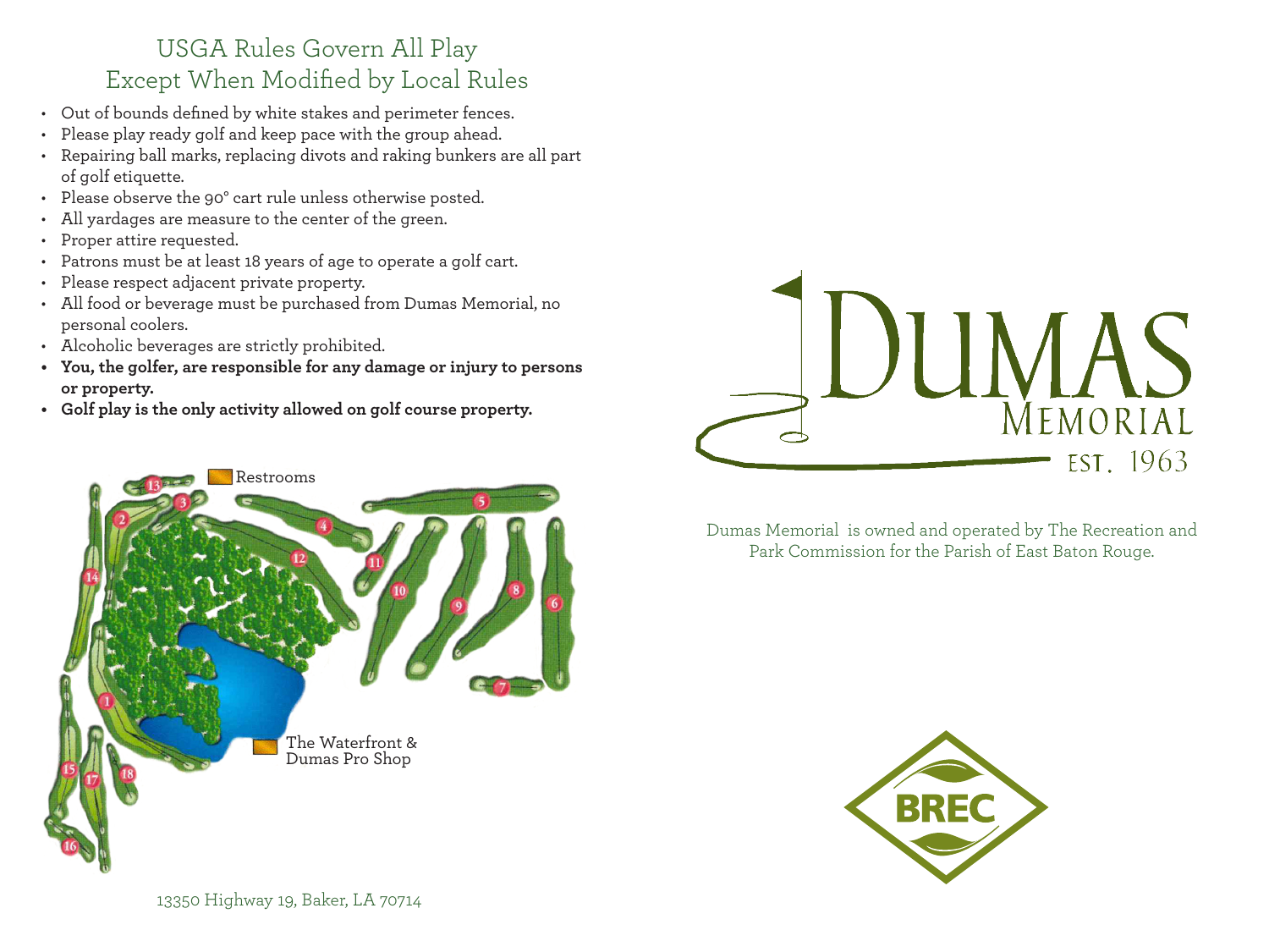## USGA Rules Govern All Play Except When Modified by Local Rules

- Out of bounds defined by white stakes and perimeter fences.
- Please play ready golf and keep pace with the group ahead.
- Repairing ball marks, replacing divots and raking bunkers are all part of golf etiquette.
- Please observe the 90° cart rule unless otherwise posted.
- All yardages are measure to the center of the green.
- Proper attire requested.
- Patrons must be at least 18 years of age to operate a golf cart.
- Please respect adjacent private property.
- All food or beverage must be purchased from Dumas Memorial, no personal coolers.
- Alcoholic beverages are strictly prohibited.
- **You, the golfer, are responsible for any damage or injury to persons or property.**
- **Golf play is the only activity allowed on golf course property.**

Restrooms

The Waterfront & Dumas Pro Shop

13350 Highway 19, Baker, LA 70714

# Dumas Memorial

EST. 1963

Dumas Memorial is owned and operated by The Recreation and Park Commission for the Parish of East Baton Rouge.

BREC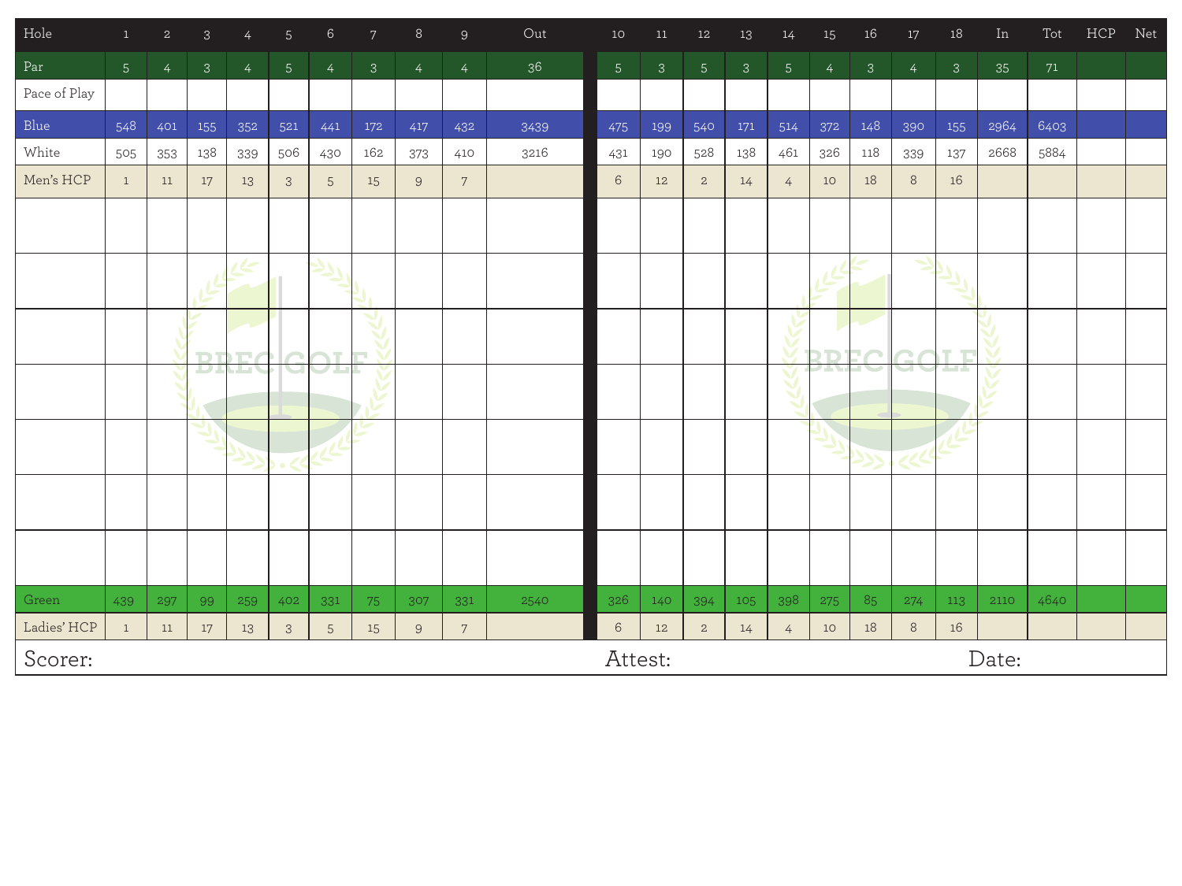| Hole | 1 | 2 | 3 | 4 | 5 | 6 | 7 | 8 | 9 | Out | 10 | 11 | 12 | 13 | 14 | 15 | 16 | 17 | 18 | In | Tot | HCP | Net |
|---|---|---|---|---|---|---|---|---|---|---|---|---|---|---|---|---|---|---|---|---|---|---|---|
| Par | 5 | 4 | 3 | 4 | 5 | 4 | 3 | 4 | 4 | 36 | 5 | 3 | 5 | 3 | 5 | 4 | 3 | 4 | 3 | 35 | 71 | | |
| Pace of Play | | | | | | | | | | | | | | | | | | | | | | | |
| Blue | 548 | 401 | 155 | 352 | 521 | 441 | 172 | 417 | 432 | 3439 | 475 | 199 | 540 | 171 | 514 | 372 | 148 | 390 | 155 | 2964 | 6403 | | |
| White | 505 | 353 | 138 | 339 | 506 | 430 | 162 | 373 | 410 | 3216 | 431 | 190 | 528 | 138 | 461 | 326 | 118 | 339 | 137 | 2668 | 5884 | | |
| Men's HCP | 1 | 11 | 17 | 13 | 3 | 5 | 15 | 9 | 7 | | 6 | 12 | 2 | 14 | 4 | 10 | 18 | 8 | 16 | | | | |
| | | | | | | | | | | | | | | | | | | | | | | | |
| | | | | | | | | | | | | | | | | | | | | | | | |
| | | | | | | | | | | | | | | | | | | | | | | | |
| | | | | | | | | | | | | | | | | | | | | | | | |
| | | | | | | | | | | | | | | | | | | | | | | | |
| | | | | | | | | | | | | | | | | | | | | | | | |
| | | | | | | | | | | | | | | | | | | | | | | | |
| Green | 439 | 297 | 99 | 259 | 402 | 331 | 75 | 307 | 331 | 2540 | 326 | 140 | 394 | 105 | 398 | 275 | 85 | 274 | 113 | 2110 | 4640 | | |
| Ladies' HCP | 1 | 11 | 17 | 13 | 3 | 5 | 15 | 9 | 7 | | 6 | 12 | 2 | 14 | 4 | 10 | 18 | 8 | 16 | | | | |

Scorer: Attest: Date: